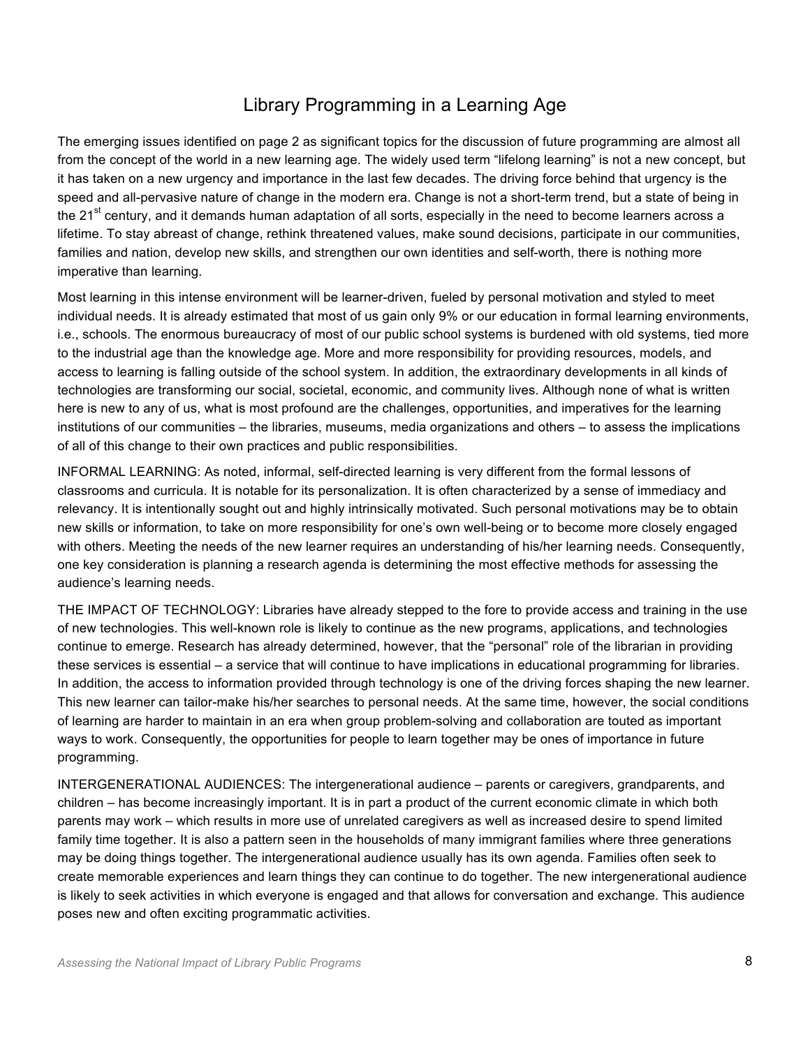# Library Programming in a Learning Age

The emerging issues identified on page 2 as significant topics for the discussion of future programming are almost all from the concept of the world in a new learning age. The widely used term "lifelong learning" is not a new concept, but it has taken on a new urgency and importance in the last few decades. The driving force behind that urgency is the speed and all-pervasive nature of change in the modern era. Change is not a short-term trend, but a state of being in the 21st century, and it demands human adaptation of all sorts, especially in the need to become learners across a lifetime. To stay abreast of change, rethink threatened values, make sound decisions, participate in our communities, families and nation, develop new skills, and strengthen our own identities and self-worth, there is nothing more imperative than learning.

Most learning in this intense environment will be learner-driven, fueled by personal motivation and styled to meet individual needs. It is already estimated that most of us gain only 9% or our education in formal learning environments, i.e., schools. The enormous bureaucracy of most of our public school systems is burdened with old systems, tied more to the industrial age than the knowledge age. More and more responsibility for providing resources, models, and access to learning is falling outside of the school system. In addition, the extraordinary developments in all kinds of technologies are transforming our social, societal, economic, and community lives. Although none of what is written here is new to any of us, what is most profound are the challenges, opportunities, and imperatives for the learning institutions of our communities – the libraries, museums, media organizations and others – to assess the implications of all of this change to their own practices and public responsibilities.

INFORMAL LEARNING: As noted, informal, self-directed learning is very different from the formal lessons of classrooms and curricula. It is notable for its personalization. It is often characterized by a sense of immediacy and relevancy. It is intentionally sought out and highly intrinsically motivated. Such personal motivations may be to obtain new skills or information, to take on more responsibility for one's own well-being or to become more closely engaged with others. Meeting the needs of the new learner requires an understanding of his/her learning needs. Consequently, one key consideration is planning a research agenda is determining the most effective methods for assessing the audience's learning needs.

THE IMPACT OF TECHNOLOGY: Libraries have already stepped to the fore to provide access and training in the use of new technologies. This well-known role is likely to continue as the new programs, applications, and technologies continue to emerge. Research has already determined, however, that the "personal" role of the librarian in providing these services is essential – a service that will continue to have implications in educational programming for libraries. In addition, the access to information provided through technology is one of the driving forces shaping the new learner. This new learner can tailor-make his/her searches to personal needs. At the same time, however, the social conditions of learning are harder to maintain in an era when group problem-solving and collaboration are touted as important ways to work. Consequently, the opportunities for people to learn together may be ones of importance in future programming.

INTERGENERATIONAL AUDIENCES: The intergenerational audience – parents or caregivers, grandparents, and children – has become increasingly important. It is in part a product of the current economic climate in which both parents may work – which results in more use of unrelated caregivers as well as increased desire to spend limited family time together. It is also a pattern seen in the households of many immigrant families where three generations may be doing things together. The intergenerational audience usually has its own agenda. Families often seek to create memorable experiences and learn things they can continue to do together. The new intergenerational audience is likely to seek activities in which everyone is engaged and that allows for conversation and exchange. This audience poses new and often exciting programmatic activities.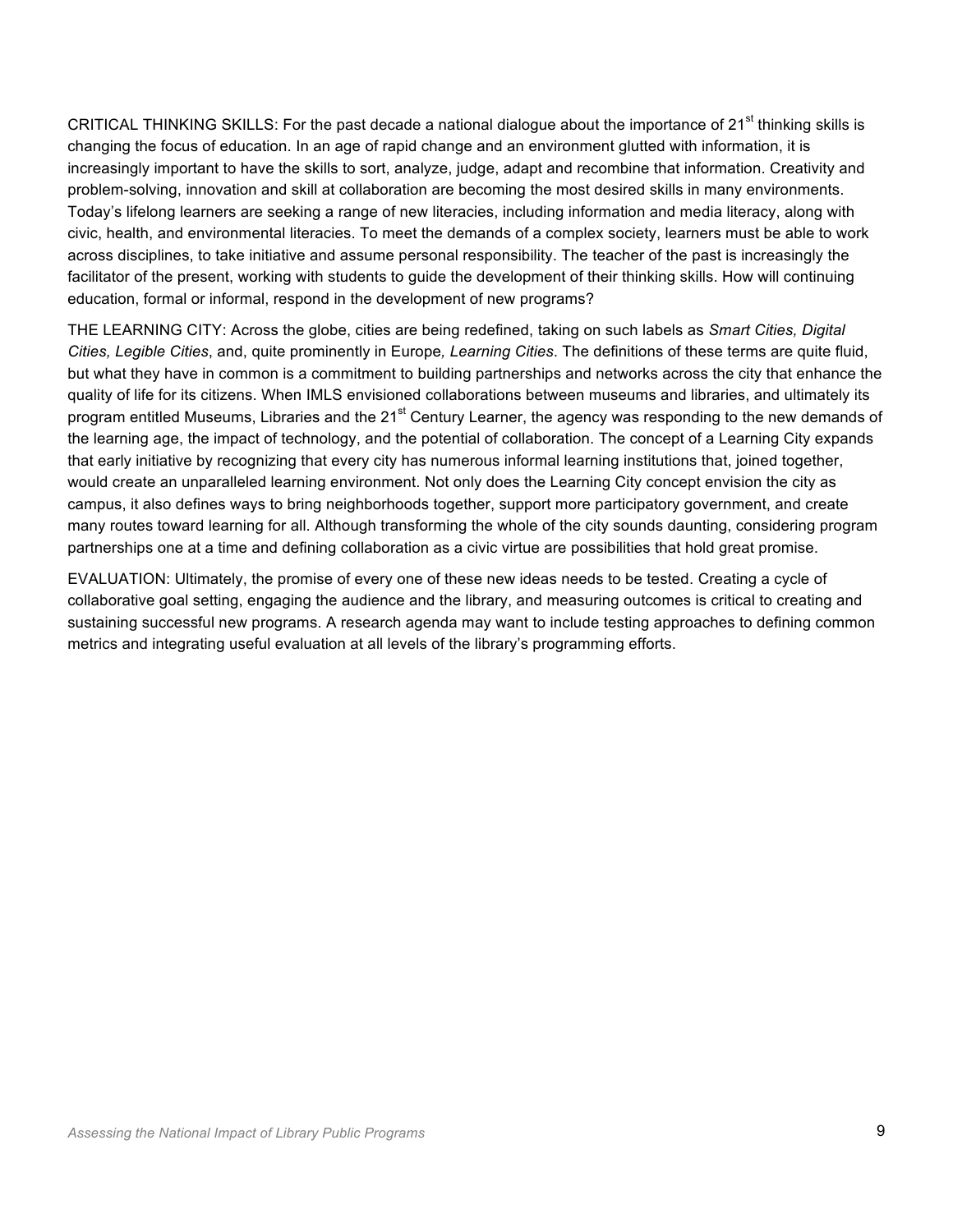CRITICAL THINKING SKILLS: For the past decade a national dialogue about the importance of 21st thinking skills is changing the focus of education. In an age of rapid change and an environment glutted with information, it is increasingly important to have the skills to sort, analyze, judge, adapt and recombine that information. Creativity and problem-solving, innovation and skill at collaboration are becoming the most desired skills in many environments. Today's lifelong learners are seeking a range of new literacies, including information and media literacy, along with civic, health, and environmental literacies. To meet the demands of a complex society, learners must be able to work across disciplines, to take initiative and assume personal responsibility. The teacher of the past is increasingly the facilitator of the present, working with students to guide the development of their thinking skills. How will continuing education, formal or informal, respond in the development of new programs?

THE LEARNING CITY: Across the globe, cities are being redefined, taking on such labels as *Smart Cities, Digital Cities, Legible Cities*, and, quite prominently in Europe*, Learning Cities*. The definitions of these terms are quite fluid, but what they have in common is a commitment to building partnerships and networks across the city that enhance the quality of life for its citizens. When IMLS envisioned collaborations between museums and libraries, and ultimately its program entitled Museums, Libraries and the 21st Century Learner, the agency was responding to the new demands of the learning age, the impact of technology, and the potential of collaboration. The concept of a Learning City expands that early initiative by recognizing that every city has numerous informal learning institutions that, joined together, would create an unparalleled learning environment. Not only does the Learning City concept envision the city as campus, it also defines ways to bring neighborhoods together, support more participatory government, and create many routes toward learning for all. Although transforming the whole of the city sounds daunting, considering program partnerships one at a time and defining collaboration as a civic virtue are possibilities that hold great promise.

EVALUATION: Ultimately, the promise of every one of these new ideas needs to be tested. Creating a cycle of collaborative goal setting, engaging the audience and the library, and measuring outcomes is critical to creating and sustaining successful new programs. A research agenda may want to include testing approaches to defining common metrics and integrating useful evaluation at all levels of the library's programming efforts.